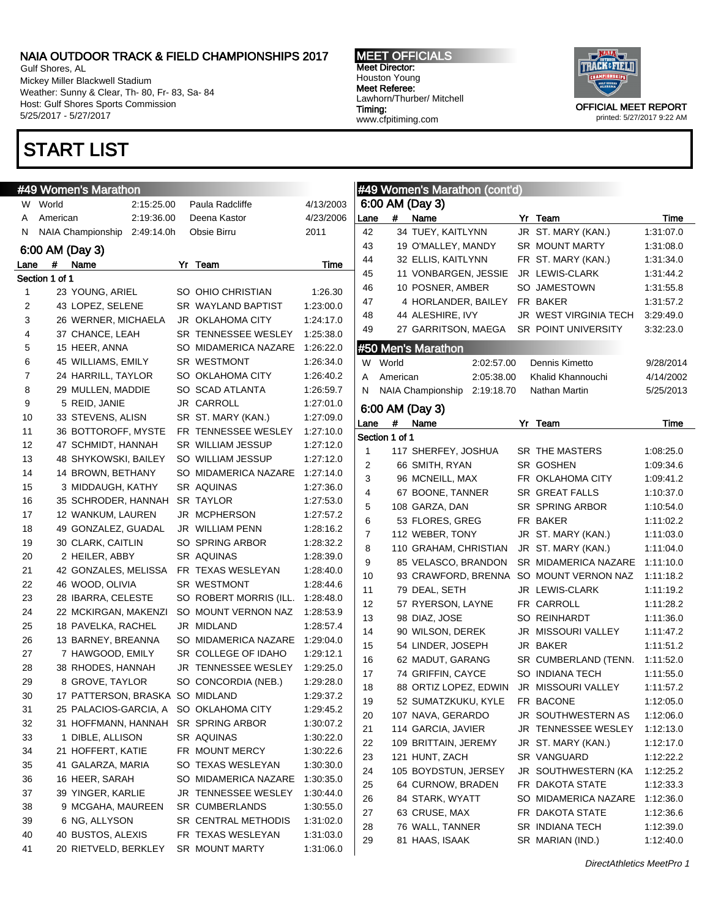# NAIA OUTDOOR TRACK & FIELD CHAMPIONSHIPS 2017

Gulf Shores, AL
Mickey Miller Blackwell Stadium
Weather: Sunny & Clear, Th- 80, Fr- 83, Sa- 84
Host: Gulf Shores Sports Commission
5/25/2017 - 5/27/2017

**MEET OFFICIALS**
Meet Director:
Houston Young
Meet Referee:
Lawhorn/Thurber/ Mitchell
Timing:
www.cfpitiming.com

OFFICIAL MEET REPORT
printed: 5/27/2017 9:22 AM

# START LIST

## #49 Women's Marathon

| | | | | |
|---|---|---|---|---|
| W | World | 2:15:25.00 | Paula Radcliffe | 4/13/2003 |
| A | American | 2:19:36.00 | Deena Kastor | 4/23/2006 |
| N | NAIA Championship | 2:49:14.0h | Obsie Birru | 2011 |

### 6:00 AM (Day 3)

Section 1 of 1

| Lane | # | Name | Yr | Team | Time |
|---|---|---|---|---|---|
| 1 | 23 | YOUNG, ARIEL | SO | OHIO CHRISTIAN | 1:26.30 |
| 2 | 43 | LOPEZ, SELENE | SR | WAYLAND BAPTIST | 1:23:00.0 |
| 3 | 26 | WERNER, MICHAELA | JR | OKLAHOMA CITY | 1:24:17.0 |
| 4 | 37 | CHANCE, LEAH | SR | TENNESSEE WESLEY | 1:25:38.0 |
| 5 | 15 | HEER, ANNA | SO | MIDAMERICA NAZARE | 1:26:22.0 |
| 6 | 45 | WILLIAMS, EMILY | SR | WESTMONT | 1:26:34.0 |
| 7 | 24 | HARRILL, TAYLOR | SO | OKLAHOMA CITY | 1:26:40.2 |
| 8 | 29 | MULLEN, MADDIE | SO | SCAD ATLANTA | 1:26:59.7 |
| 9 | 5 | REID, JANIE | JR | CARROLL | 1:27:01.0 |
| 10 | 33 | STEVENS, ALISN | SR | ST. MARY (KAN.) | 1:27:09.0 |
| 11 | 36 | BOTTOROFF, MYSTE | FR | TENNESSEE WESLEY | 1:27:10.0 |
| 12 | 47 | SCHMIDT, HANNAH | SR | WILLIAM JESSUP | 1:27:12.0 |
| 13 | 48 | SHYKOWSKI, BAILEY | SO | WILLIAM JESSUP | 1:27:12.0 |
| 14 | 14 | BROWN, BETHANY | SO | MIDAMERICA NAZARE | 1:27:14.0 |
| 15 | 3 | MIDDAUGH, KATHY | SR | AQUINAS | 1:27:36.0 |
| 16 | 35 | SCHRODER, HANNAH | SR | TAYLOR | 1:27:53.0 |
| 17 | 12 | WANKUM, LAUREN | JR | MCPHERSON | 1:27:57.2 |
| 18 | 49 | GONZALEZ, GUADAL | JR | WILLIAM PENN | 1:28:16.2 |
| 19 | 30 | CLARK, CAITLIN | SO | SPRING ARBOR | 1:28:32.2 |
| 20 | 2 | HEILER, ABBY | SR | AQUINAS | 1:28:39.0 |
| 21 | 42 | GONZALES, MELISSA | FR | TEXAS WESLEYAN | 1:28:40.0 |
| 22 | 46 | WOOD, OLIVIA | SR | WESTMONT | 1:28:44.6 |
| 23 | 28 | IBARRA, CELESTE | SO | ROBERT MORRIS (ILL. | 1:28:48.0 |
| 24 | 22 | MCKIRGAN, MAKENZI | SO | MOUNT VERNON NAZ | 1:28:53.9 |
| 25 | 18 | PAVELKA, RACHEL | JR | MIDLAND | 1:28:57.4 |
| 26 | 13 | BARNEY, BREANNA | SO | MIDAMERICA NAZARE | 1:29:04.0 |
| 27 | 7 | HAWGOOD, EMILY | SR | COLLEGE OF IDAHO | 1:29:12.1 |
| 28 | 38 | RHODES, HANNAH | JR | TENNESSEE WESLEY | 1:29:25.0 |
| 29 | 8 | GROVE, TAYLOR | SO | CONCORDIA (NEB.) | 1:29:28.0 |
| 30 | 17 | PATTERSON, BRASKA | SO | MIDLAND | 1:29:37.2 |
| 31 | 25 | PALACIOS-GARCIA, A | SO | OKLAHOMA CITY | 1:29:45.2 |
| 32 | 31 | HOFFMANN, HANNAH | SR | SPRING ARBOR | 1:30:07.2 |
| 33 | 1 | DIBLE, ALLISON | SR | AQUINAS | 1:30:22.0 |
| 34 | 21 | HOFFERT, KATIE | FR | MOUNT MERCY | 1:30:22.6 |
| 35 | 41 | GALARZA, MARIA | SO | TEXAS WESLEYAN | 1:30:30.0 |
| 36 | 16 | HEER, SARAH | SO | MIDAMERICA NAZARE | 1:30:35.0 |
| 37 | 39 | YINGER, KARLIE | JR | TENNESSEE WESLEY | 1:30:44.0 |
| 38 | 9 | MCGAHA, MAUREEN | SR | CUMBERLANDS | 1:30:55.0 |
| 39 | 6 | NG, ALLYSON | SR | CENTRAL METHODIS | 1:31:02.0 |
| 40 | 40 | BUSTOS, ALEXIS | FR | TEXAS WESLEYAN | 1:31:03.0 |
| 41 | 20 | RIETVELD, BERKLEY | SR | MOUNT MARTY | 1:31:06.0 |
| 42 | 34 | TUEY, KAITLYNN | JR | ST. MARY (KAN.) | 1:31:07.0 |
| 43 | 19 | O'MALLEY, MANDY | SR | MOUNT MARTY | 1:31:08.0 |
| 44 | 32 | ELLIS, KAITLYNN | FR | ST. MARY (KAN.) | 1:31:34.0 |
| 45 | 11 | VONBARGEN, JESSIE | JR | LEWIS-CLARK | 1:31:44.2 |
| 46 | 10 | POSNER, AMBER | SO | JAMESTOWN | 1:31:55.8 |
| 47 | 4 | HORLANDER, BAILEY | FR | BAKER | 1:31:57.2 |
| 48 | 44 | ALESHIRE, IVY | JR | WEST VIRGINIA TECH | 3:29:49.0 |
| 49 | 27 | GARRITSON, MAEGA | SR | POINT UNIVERSITY | 3:32:23.0 |

## #50 Men's Marathon

| | | | | |
|---|---|---|---|---|
| W | World | 2:02:57.00 | Dennis Kimetto | 9/28/2014 |
| A | American | 2:05:38.00 | Khalid Khannouchi | 4/14/2002 |
| N | NAIA Championship | 2:19:18.70 | Nathan Martin | 5/25/2013 |

### 6:00 AM (Day 3)

Section 1 of 1

| Lane | # | Name | Yr | Team | Time |
|---|---|---|---|---|---|
| 1 | 117 | SHERFEY, JOSHUA | SR | THE MASTERS | 1:08:25.0 |
| 2 | 66 | SMITH, RYAN | SR | GOSHEN | 1:09:34.6 |
| 3 | 96 | MCNEILL, MAX | FR | OKLAHOMA CITY | 1:09:41.2 |
| 4 | 67 | BOONE, TANNER | SR | GREAT FALLS | 1:10:37.0 |
| 5 | 108 | GARZA, DAN | SR | SPRING ARBOR | 1:10:54.0 |
| 6 | 53 | FLORES, GREG | FR | BAKER | 1:11:02.2 |
| 7 | 112 | WEBER, TONY | JR | ST. MARY (KAN.) | 1:11:03.0 |
| 8 | 110 | GRAHAM, CHRISTIAN | JR | ST. MARY (KAN.) | 1:11:04.0 |
| 9 | 85 | VELASCO, BRANDON | SR | MIDAMERICA NAZARE | 1:11:10.0 |
| 10 | 93 | CRAWFORD, BRENNA | SO | MOUNT VERNON NAZ | 1:11:18.2 |
| 11 | 79 | DEAL, SETH | JR | LEWIS-CLARK | 1:11:19.2 |
| 12 | 57 | RYERSON, LAYNE | FR | CARROLL | 1:11:28.2 |
| 13 | 98 | DIAZ, JOSE | SO | REINHARDT | 1:11:36.0 |
| 14 | 90 | WILSON, DEREK | JR | MISSOURI VALLEY | 1:11:47.2 |
| 15 | 54 | LINDER, JOSEPH | JR | BAKER | 1:11:51.2 |
| 16 | 62 | MADUT, GARANG | SR | CUMBERLAND (TENN. | 1:11:52.0 |
| 17 | 74 | GRIFFIN, CAYCE | SO | INDIANA TECH | 1:11:55.0 |
| 18 | 88 | ORTIZ LOPEZ, EDWIN | JR | MISSOURI VALLEY | 1:11:57.2 |
| 19 | 52 | SUMATZKUKU, KYLE | FR | BACONE | 1:12:05.0 |
| 20 | 107 | NAVA, GERARDO | JR | SOUTHWESTERN AS | 1:12:06.0 |
| 21 | 114 | GARCIA, JAVIER | JR | TENNESSEE WESLEY | 1:12:13.0 |
| 22 | 109 | BRITTAIN, JEREMY | JR | ST. MARY (KAN.) | 1:12:17.0 |
| 23 | 121 | HUNT, ZACH | SR | VANGUARD | 1:12:22.2 |
| 24 | 105 | BOYDSTUN, JERSEY | JR | SOUTHWESTERN (KA | 1:12:25.2 |
| 25 | 64 | CURNOW, BRADEN | FR | DAKOTA STATE | 1:12:33.3 |
| 26 | 84 | STARK, WYATT | SO | MIDAMERICA NAZARE | 1:12:36.0 |
| 27 | 63 | CRUSE, MAX | FR | DAKOTA STATE | 1:12:36.6 |
| 28 | 76 | WALL, TANNER | SR | INDIANA TECH | 1:12:39.0 |
| 29 | 81 | HAAS, ISAAK | SR | MARIAN (IND.) | 1:12:40.0 |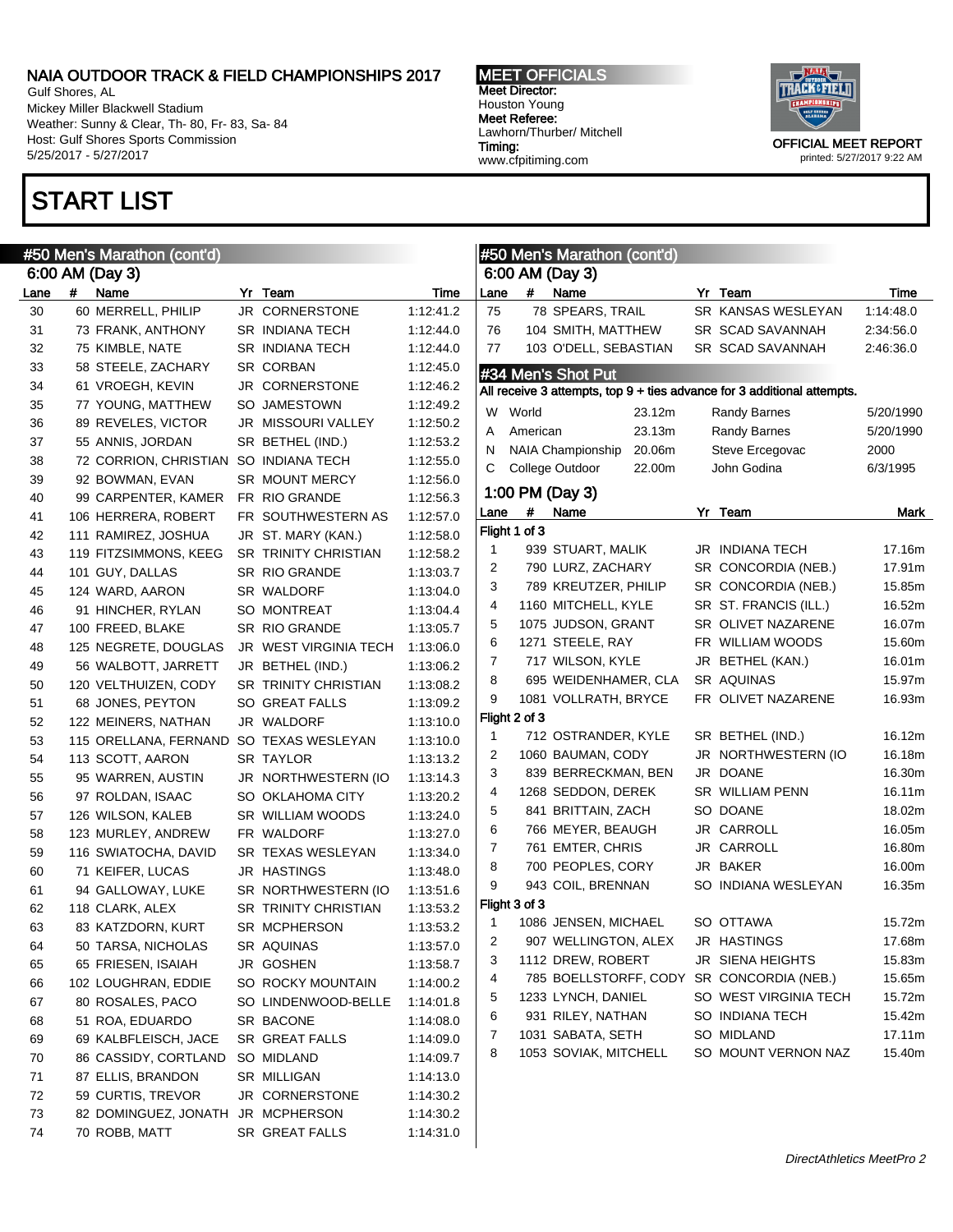# NAIA OUTDOOR TRACK & FIELD CHAMPIONSHIPS 2017

Gulf Shores, AL
Mickey Miller Blackwell Stadium
Weather: Sunny & Clear, Th- 80, Fr- 83, Sa- 84
Host: Gulf Shores Sports Commission
5/25/2017 - 5/27/2017

**MEET OFFICIALS**
Meet Director:
Houston Young
Meet Referee:
Lawhorn/Thurber/ Mitchell
Timing:
www.cfpitiming.com

OFFICIAL MEET REPORT
printed: 5/27/2017 9:22 AM

# START LIST

## #50 Men's Marathon (cont'd)

### 6:00 AM (Day 3)

| Lane | # | Name | Yr | Team | Time |
|---|---|---|---|---|---|
| 30 | 60 | MERRELL, PHILIP | JR | CORNERSTONE | 1:12:41.2 |
| 31 | 73 | FRANK, ANTHONY | SR | INDIANA TECH | 1:12:44.0 |
| 32 | 75 | KIMBLE, NATE | SR | INDIANA TECH | 1:12:44.0 |
| 33 | 58 | STEELE, ZACHARY | SR | CORBAN | 1:12:45.0 |
| 34 | 61 | VROEGH, KEVIN | JR | CORNERSTONE | 1:12:46.2 |
| 35 | 77 | YOUNG, MATTHEW | SO | JAMESTOWN | 1:12:49.2 |
| 36 | 89 | REVELES, VICTOR | JR | MISSOURI VALLEY | 1:12:50.2 |
| 37 | 55 | ANNIS, JORDAN | SR | BETHEL (IND.) | 1:12:53.2 |
| 38 | 72 | CORRION, CHRISTIAN | SO | INDIANA TECH | 1:12:55.0 |
| 39 | 92 | BOWMAN, EVAN | SR | MOUNT MERCY | 1:12:56.0 |
| 40 | 99 | CARPENTER, KAMER | FR | RIO GRANDE | 1:12:56.3 |
| 41 | 106 | HERRERA, ROBERT | FR | SOUTHWESTERN AS | 1:12:57.0 |
| 42 | 111 | RAMIREZ, JOSHUA | JR | ST. MARY (KAN.) | 1:12:58.0 |
| 43 | 119 | FITZSIMMONS, KEEG | SR | TRINITY CHRISTIAN | 1:12:58.2 |
| 44 | 101 | GUY, DALLAS | SR | RIO GRANDE | 1:13:03.7 |
| 45 | 124 | WARD, AARON | SR | WALDORF | 1:13:04.0 |
| 46 | 91 | HINCHER, RYLAN | SO | MONTREAT | 1:13:04.4 |
| 47 | 100 | FREED, BLAKE | SR | RIO GRANDE | 1:13:05.7 |
| 48 | 125 | NEGRETE, DOUGLAS | JR | WEST VIRGINIA TECH | 1:13:06.0 |
| 49 | 56 | WALBOTT, JARRETT | JR | BETHEL (IND.) | 1:13:06.2 |
| 50 | 120 | VELTHUIZEN, CODY | SR | TRINITY CHRISTIAN | 1:13:08.2 |
| 51 | 68 | JONES, PEYTON | SO | GREAT FALLS | 1:13:09.2 |
| 52 | 122 | MEINERS, NATHAN | JR | WALDORF | 1:13:10.0 |
| 53 | 115 | ORELLANA, FERNAND | SO | TEXAS WESLEYAN | 1:13:10.0 |
| 54 | 113 | SCOTT, AARON | SR | TAYLOR | 1:13:13.2 |
| 55 | 95 | WARREN, AUSTIN | JR | NORTHWESTERN (IO | 1:13:14.3 |
| 56 | 97 | ROLDAN, ISAAC | SO | OKLAHOMA CITY | 1:13:20.2 |
| 57 | 126 | WILSON, KALEB | SR | WILLIAM WOODS | 1:13:24.0 |
| 58 | 123 | MURLEY, ANDREW | FR | WALDORF | 1:13:27.0 |
| 59 | 116 | SWIATOCHA, DAVID | SR | TEXAS WESLEYAN | 1:13:34.0 |
| 60 | 71 | KEIFER, LUCAS | JR | HASTINGS | 1:13:48.0 |
| 61 | 94 | GALLOWAY, LUKE | SR | NORTHWESTERN (IO | 1:13:51.6 |
| 62 | 118 | CLARK, ALEX | SR | TRINITY CHRISTIAN | 1:13:53.2 |
| 63 | 83 | KATZDORN, KURT | SR | MCPHERSON | 1:13:53.2 |
| 64 | 50 | TARSA, NICHOLAS | SR | AQUINAS | 1:13:57.0 |
| 65 | 65 | FRIESEN, ISAIAH | JR | GOSHEN | 1:13:58.7 |
| 66 | 102 | LOUGHRAN, EDDIE | SO | ROCKY MOUNTAIN | 1:14:00.2 |
| 67 | 80 | ROSALES, PACO | SO | LINDENWOOD-BELLE | 1:14:01.8 |
| 68 | 51 | ROA, EDUARDO | SR | BACONE | 1:14:08.0 |
| 69 | 69 | KALBFLEISCH, JACE | SR | GREAT FALLS | 1:14:09.0 |
| 70 | 86 | CASSIDY, CORTLAND | SO | MIDLAND | 1:14:09.7 |
| 71 | 87 | ELLIS, BRANDON | SR | MILLIGAN | 1:14:13.0 |
| 72 | 59 | CURTIS, TREVOR | JR | CORNERSTONE | 1:14:30.2 |
| 73 | 82 | DOMINGUEZ, JONATH | JR | MCPHERSON | 1:14:30.2 |
| 74 | 70 | ROBB, MATT | SR | GREAT FALLS | 1:14:31.0 |
| 75 | 78 | SPEARS, TRAIL | SR | KANSAS WESLEYAN | 1:14:48.0 |
| 76 | 104 | SMITH, MATTHEW | SR | SCAD SAVANNAH | 2:34:56.0 |
| 77 | 103 | O'DELL, SEBASTIAN | SR | SCAD SAVANNAH | 2:46:36.0 |

## #34 Men's Shot Put

All receive 3 attempts, top 9 + ties advance for 3 additional attempts.

| | | | | |
|---|---|---|---|---|
| W | World | 23.12m | Randy Barnes | 5/20/1990 |
| A | American | 23.13m | Randy Barnes | 5/20/1990 |
| N | NAIA Championship | 20.06m | Steve Ercegovac | 2000 |
| C | College Outdoor | 22.00m | John Godina | 6/3/1995 |

### 1:00 PM (Day 3)

| Lane | # | Name | Yr | Team | Mark |
|---|---|---|---|---|---|
| **Flight 1 of 3** | | | | | |
| 1 | 939 | STUART, MALIK | JR | INDIANA TECH | 17.16m |
| 2 | 790 | LURZ, ZACHARY | SR | CONCORDIA (NEB.) | 17.91m |
| 3 | 789 | KREUTZER, PHILIP | SR | CONCORDIA (NEB.) | 15.85m |
| 4 | 1160 | MITCHELL, KYLE | SR | ST. FRANCIS (ILL.) | 16.52m |
| 5 | 1075 | JUDSON, GRANT | SR | OLIVET NAZARENE | 16.07m |
| 6 | 1271 | STEELE, RAY | FR | WILLIAM WOODS | 15.60m |
| 7 | 717 | WILSON, KYLE | JR | BETHEL (KAN.) | 16.01m |
| 8 | 695 | WEIDENHAMER, CLA | SR | AQUINAS | 15.97m |
| 9 | 1081 | VOLLRATH, BRYCE | FR | OLIVET NAZARENE | 16.93m |
| **Flight 2 of 3** | | | | | |
| 1 | 712 | OSTRANDER, KYLE | SR | BETHEL (IND.) | 16.12m |
| 2 | 1060 | BAUMAN, CODY | JR | NORTHWESTERN (IO | 16.18m |
| 3 | 839 | BERRECKMAN, BEN | JR | DOANE | 16.30m |
| 4 | 1268 | SEDDON, DEREK | SR | WILLIAM PENN | 16.11m |
| 5 | 841 | BRITTAIN, ZACH | SO | DOANE | 18.02m |
| 6 | 766 | MEYER, BEAUGH | JR | CARROLL | 16.05m |
| 7 | 761 | EMTER, CHRIS | JR | CARROLL | 16.80m |
| 8 | 700 | PEOPLES, CORY | JR | BAKER | 16.00m |
| 9 | 943 | COIL, BRENNAN | SO | INDIANA WESLEYAN | 16.35m |
| **Flight 3 of 3** | | | | | |
| 1 | 1086 | JENSEN, MICHAEL | SO | OTTAWA | 15.72m |
| 2 | 907 | WELLINGTON, ALEX | JR | HASTINGS | 17.68m |
| 3 | 1112 | DREW, ROBERT | JR | SIENA HEIGHTS | 15.83m |
| 4 | 785 | BOELLSTORFF, CODY | SR | CONCORDIA (NEB.) | 15.65m |
| 5 | 1233 | LYNCH, DANIEL | SO | WEST VIRGINIA TECH | 15.72m |
| 6 | 931 | RILEY, NATHAN | SO | INDIANA TECH | 15.42m |
| 7 | 1031 | SABATA, SETH | SO | MIDLAND | 17.11m |
| 8 | 1053 | SOVIAK, MITCHELL | SO | MOUNT VERNON NAZ | 15.40m |

*DirectAthletics MeetPro 2*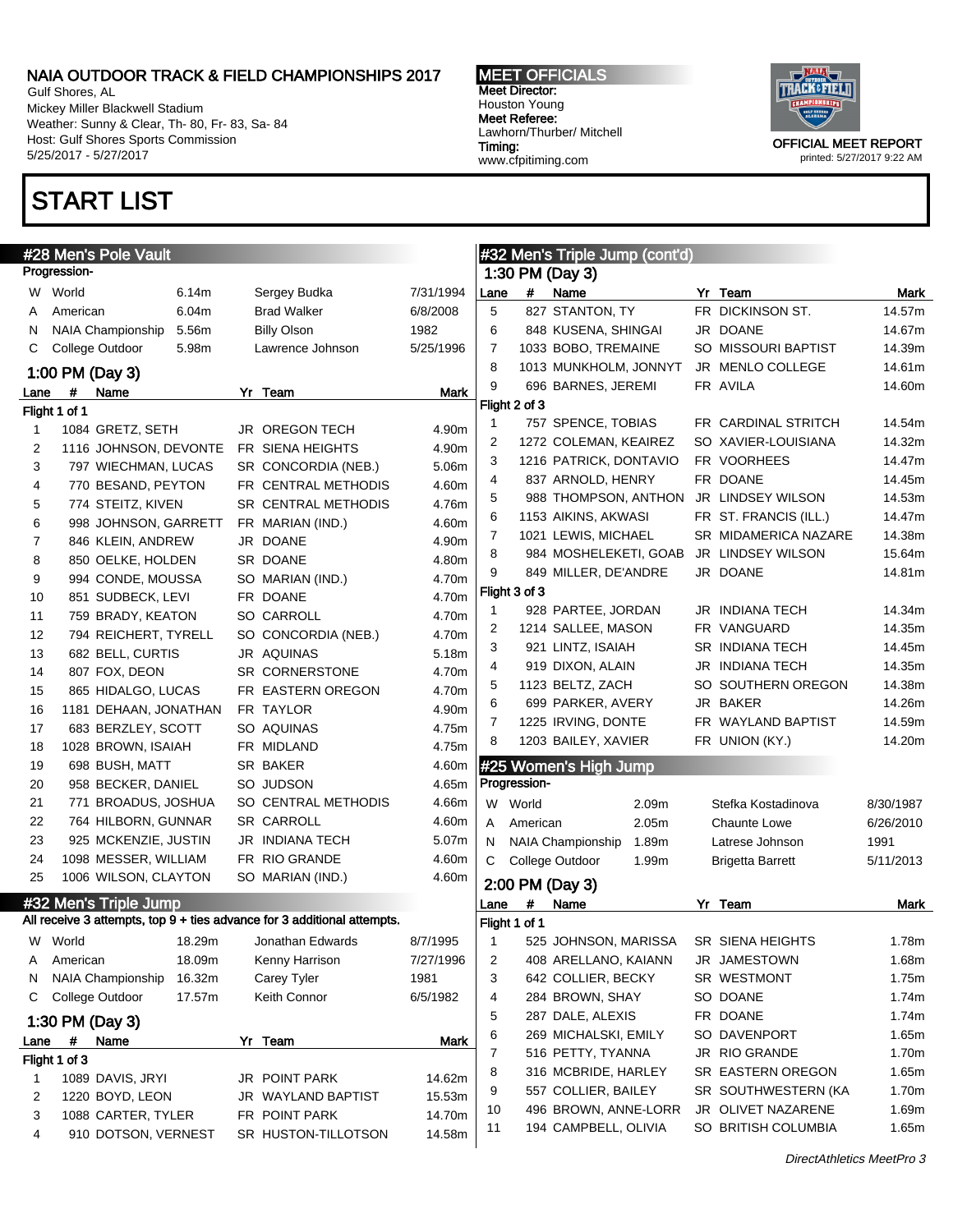# NAIA OUTDOOR TRACK & FIELD CHAMPIONSHIPS 2017

Gulf Shores, AL
Mickey Miller Blackwell Stadium
Weather: Sunny & Clear, Th- 80, Fr- 83, Sa- 84
Host: Gulf Shores Sports Commission
5/25/2017 - 5/27/2017

**MEET OFFICIALS**
Meet Director:
Houston Young
Meet Referee:
Lawhorn/Thurber/ Mitchell
Timing:
www.cfpitiming.com

OFFICIAL MEET REPORT
printed: 5/27/2017 9:22 AM

# START LIST

## #28 Men's Pole Vault

Progression-

| | | | | |
|---|---|---|---|---|
| W | World | 6.14m | Sergey Budka | 7/31/1994 |
| A | American | 6.04m | Brad Walker | 6/8/2008 |
| N | NAIA Championship | 5.56m | Billy Olson | 1982 |
| C | College Outdoor | 5.98m | Lawrence Johnson | 5/25/1996 |

### 1:00 PM (Day 3)

Flight 1 of 1

| Lane | # | Name | Yr | Team | Mark |
|---|---|---|---|---|---|
| 1 | 1084 | GRETZ, SETH | JR | OREGON TECH | 4.90m |
| 2 | 1116 | JOHNSON, DEVONTE | FR | SIENA HEIGHTS | 4.90m |
| 3 | 797 | WIECHMAN, LUCAS | SR | CONCORDIA (NEB.) | 5.06m |
| 4 | 770 | BESAND, PEYTON | FR | CENTRAL METHODIS | 4.60m |
| 5 | 774 | STEITZ, KIVEN | SR | CENTRAL METHODIS | 4.76m |
| 6 | 998 | JOHNSON, GARRETT | FR | MARIAN (IND.) | 4.60m |
| 7 | 846 | KLEIN, ANDREW | JR | DOANE | 4.90m |
| 8 | 850 | OELKE, HOLDEN | SR | DOANE | 4.80m |
| 9 | 994 | CONDE, MOUSSA | SO | MARIAN (IND.) | 4.70m |
| 10 | 851 | SUDBECK, LEVI | FR | DOANE | 4.70m |
| 11 | 759 | BRADY, KEATON | SO | CARROLL | 4.70m |
| 12 | 794 | REICHERT, TYRELL | SO | CONCORDIA (NEB.) | 4.70m |
| 13 | 682 | BELL, CURTIS | JR | AQUINAS | 5.18m |
| 14 | 807 | FOX, DEON | SR | CORNERSTONE | 4.70m |
| 15 | 865 | HIDALGO, LUCAS | FR | EASTERN OREGON | 4.70m |
| 16 | 1181 | DEHAAN, JONATHAN | FR | TAYLOR | 4.90m |
| 17 | 683 | BERZLEY, SCOTT | SO | AQUINAS | 4.75m |
| 18 | 1028 | BROWN, ISAIAH | FR | MIDLAND | 4.75m |
| 19 | 698 | BUSH, MATT | SR | BAKER | 4.60m |
| 20 | 958 | BECKER, DANIEL | SO | JUDSON | 4.65m |
| 21 | 771 | BROADUS, JOSHUA | SO | CENTRAL METHODIS | 4.66m |
| 22 | 764 | HILBORN, GUNNAR | SR | CARROLL | 4.60m |
| 23 | 925 | MCKENZIE, JUSTIN | JR | INDIANA TECH | 5.07m |
| 24 | 1098 | MESSER, WILLIAM | FR | RIO GRANDE | 4.60m |
| 25 | 1006 | WILSON, CLAYTON | SO | MARIAN (IND.) | 4.60m |

## #32 Men's Triple Jump

All receive 3 attempts, top 9 + ties advance for 3 additional attempts.

| | | | | |
|---|---|---|---|---|
| W | World | 18.29m | Jonathan Edwards | 8/7/1995 |
| A | American | 18.09m | Kenny Harrison | 7/27/1996 |
| N | NAIA Championship | 16.32m | Carey Tyler | 1981 |
| C | College Outdoor | 17.57m | Keith Connor | 6/5/1982 |

### 1:30 PM (Day 3)

| Lane | # | Name | Yr | Team | Mark |
|---|---|---|---|---|---|
| **Flight 1 of 3** | | | | | |
| 1 | 1089 | DAVIS, JRYI | JR | POINT PARK | 14.62m |
| 2 | 1220 | BOYD, LEON | JR | WAYLAND BAPTIST | 15.53m |
| 3 | 1088 | CARTER, TYLER | FR | POINT PARK | 14.70m |
| 4 | 910 | DOTSON, VERNEST | SR | HUSTON-TILLOTSON | 14.58m |
| 5 | 827 | STANTON, TY | FR | DICKINSON ST. | 14.57m |
| 6 | 848 | KUSENA, SHINGAI | JR | DOANE | 14.67m |
| 7 | 1033 | BOBO, TREMAINE | SO | MISSOURI BAPTIST | 14.39m |
| 8 | 1013 | MUNKHOLM, JONNYT | JR | MENLO COLLEGE | 14.61m |
| 9 | 696 | BARNES, JEREMI | FR | AVILA | 14.60m |
| **Flight 2 of 3** | | | | | |
| 1 | 757 | SPENCE, TOBIAS | FR | CARDINAL STRITCH | 14.54m |
| 2 | 1272 | COLEMAN, KEAIREZ | SO | XAVIER-LOUISIANA | 14.32m |
| 3 | 1216 | PATRICK, DONTAVIO | FR | VOORHEES | 14.47m |
| 4 | 837 | ARNOLD, HENRY | FR | DOANE | 14.45m |
| 5 | 988 | THOMPSON, ANTHON | JR | LINDSEY WILSON | 14.53m |
| 6 | 1153 | AIKINS, AKWASI | FR | ST. FRANCIS (ILL.) | 14.47m |
| 7 | 1021 | LEWIS, MICHAEL | SR | MIDAMERICA NAZARE | 14.38m |
| 8 | 984 | MOSHELEKETI, GOAB | JR | LINDSEY WILSON | 15.64m |
| 9 | 849 | MILLER, DE'ANDRE | JR | DOANE | 14.81m |
| **Flight 3 of 3** | | | | | |
| 1 | 928 | PARTEE, JORDAN | JR | INDIANA TECH | 14.34m |
| 2 | 1214 | SALLEE, MASON | FR | VANGUARD | 14.35m |
| 3 | 921 | LINTZ, ISAIAH | SR | INDIANA TECH | 14.45m |
| 4 | 919 | DIXON, ALAIN | JR | INDIANA TECH | 14.35m |
| 5 | 1123 | BELTZ, ZACH | SO | SOUTHERN OREGON | 14.38m |
| 6 | 699 | PARKER, AVERY | JR | BAKER | 14.26m |
| 7 | 1225 | IRVING, DONTE | FR | WAYLAND BAPTIST | 14.59m |
| 8 | 1203 | BAILEY, XAVIER | FR | UNION (KY.) | 14.20m |

## #25 Women's High Jump

Progression-

| | | | | |
|---|---|---|---|---|
| W | World | 2.09m | Stefka Kostadinova | 8/30/1987 |
| A | American | 2.05m | Chaunte Lowe | 6/26/2010 |
| N | NAIA Championship | 1.89m | Latrese Johnson | 1991 |
| C | College Outdoor | 1.99m | Brigetta Barrett | 5/11/2013 |

### 2:00 PM (Day 3)

Flight 1 of 1

| Lane | # | Name | Yr | Team | Mark |
|---|---|---|---|---|---|
| 1 | 525 | JOHNSON, MARISSA | SR | SIENA HEIGHTS | 1.78m |
| 2 | 408 | ARELLANO, KAIANN | JR | JAMESTOWN | 1.68m |
| 3 | 642 | COLLIER, BECKY | SR | WESTMONT | 1.75m |
| 4 | 284 | BROWN, SHAY | SO | DOANE | 1.74m |
| 5 | 287 | DALE, ALEXIS | FR | DOANE | 1.74m |
| 6 | 269 | MICHALSKI, EMILY | SO | DAVENPORT | 1.65m |
| 7 | 516 | PETTY, TYANNA | JR | RIO GRANDE | 1.70m |
| 8 | 316 | MCBRIDE, HARLEY | SR | EASTERN OREGON | 1.65m |
| 9 | 557 | COLLIER, BAILEY | SR | SOUTHWESTERN (KA | 1.70m |
| 10 | 496 | BROWN, ANNE-LORR | JR | OLIVET NAZARENE | 1.69m |
| 11 | 194 | CAMPBELL, OLIVIA | SO | BRITISH COLUMBIA | 1.65m |

*DirectAthletics MeetPro 3*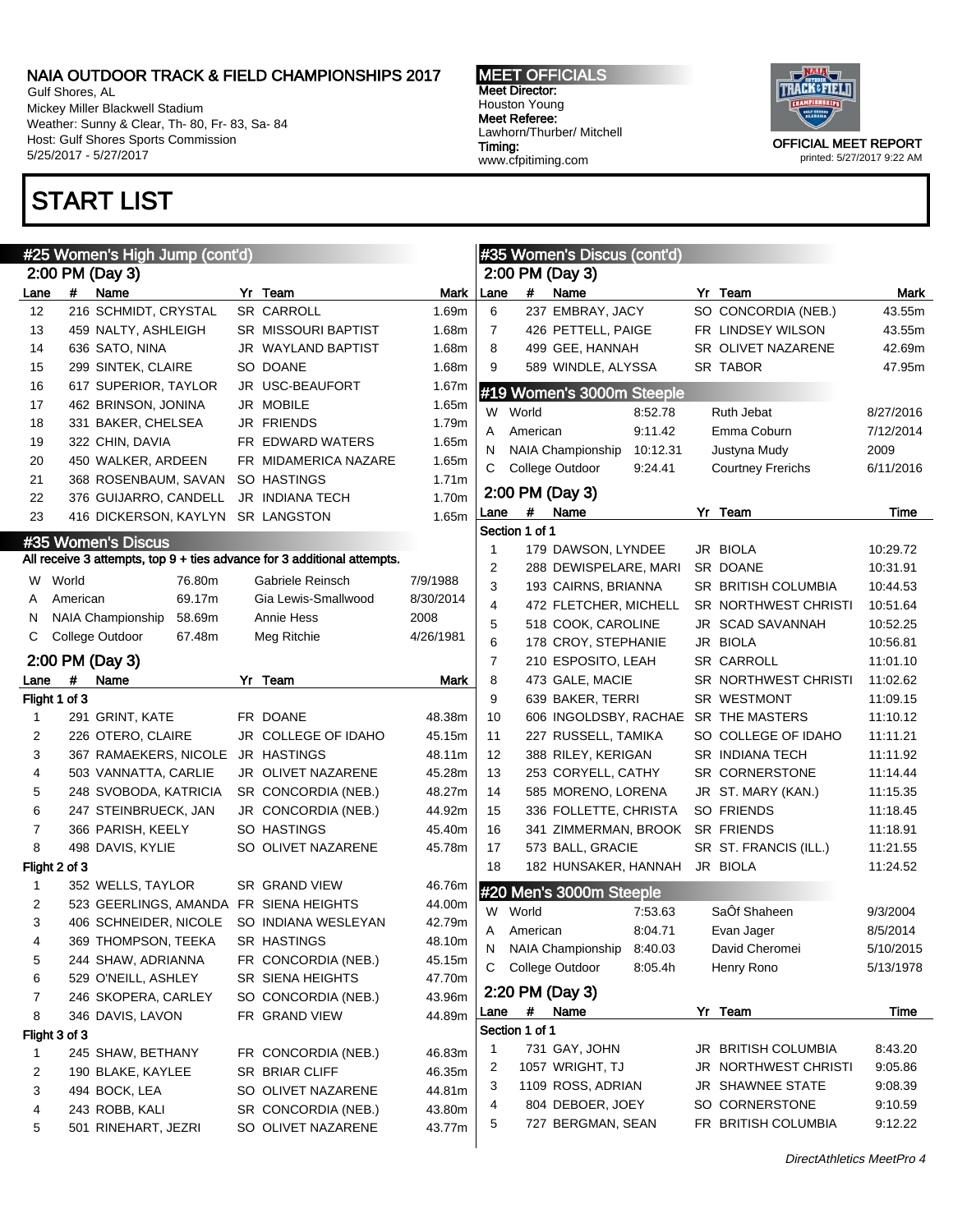# NAIA OUTDOOR TRACK & FIELD CHAMPIONSHIPS 2017

Gulf Shores, AL
Mickey Miller Blackwell Stadium
Weather: Sunny & Clear, Th- 80, Fr- 83, Sa- 84
Host: Gulf Shores Sports Commission
5/25/2017 - 5/27/2017

**MEET OFFICIALS**
Meet Director:
Houston Young
Meet Referee:
Lawhorn/Thurber/ Mitchell
Timing:
www.cfpitiming.com

OFFICIAL MEET REPORT
printed: 5/27/2017 9:22 AM

# START LIST

## #25 Women's High Jump (cont'd)

### 2:00 PM (Day 3)

| Lane | # | Name | Yr | Team | Mark |
|---|---|---|---|---|---|
| 12 | 216 | SCHMIDT, CRYSTAL | SR | CARROLL | 1.69m |
| 13 | 459 | NALTY, ASHLEIGH | SR | MISSOURI BAPTIST | 1.68m |
| 14 | 636 | SATO, NINA | JR | WAYLAND BAPTIST | 1.68m |
| 15 | 299 | SINTEK, CLAIRE | SO | DOANE | 1.68m |
| 16 | 617 | SUPERIOR, TAYLOR | JR | USC-BEAUFORT | 1.67m |
| 17 | 462 | BRINSON, JONINA | JR | MOBILE | 1.65m |
| 18 | 331 | BAKER, CHELSEA | JR | FRIENDS | 1.79m |
| 19 | 322 | CHIN, DAVIA | FR | EDWARD WATERS | 1.65m |
| 20 | 450 | WALKER, ARDEEN | FR | MIDAMERICA NAZARE | 1.65m |
| 21 | 368 | ROSENBAUM, SAVAN | SO | HASTINGS | 1.71m |
| 22 | 376 | GUIJARRO, CANDELL | JR | INDIANA TECH | 1.70m |
| 23 | 416 | DICKERSON, KAYLYN | SR | LANGSTON | 1.65m |

## #35 Women's Discus

All receive 3 attempts, top 9 + ties advance for 3 additional attempts.

| | | Mark | Name | Date |
|---|---|---|---|---|
| W | World | 76.80m | Gabriele Reinsch | 7/9/1988 |
| A | American | 69.17m | Gia Lewis-Smallwood | 8/30/2014 |
| N | NAIA Championship | 58.69m | Annie Hess | 2008 |
| C | College Outdoor | 67.48m | Meg Ritchie | 4/26/1981 |

### 2:00 PM (Day 3)

| Lane | # | Name | Yr | Team | Mark |
|---|---|---|---|---|---|
| **Flight 1 of 3** | | | | | |
| 1 | 291 | GRINT, KATE | FR | DOANE | 48.38m |
| 2 | 226 | OTERO, CLAIRE | JR | COLLEGE OF IDAHO | 45.15m |
| 3 | 367 | RAMAEKERS, NICOLE | JR | HASTINGS | 48.11m |
| 4 | 503 | VANNATTA, CARLIE | JR | OLIVET NAZARENE | 45.28m |
| 5 | 248 | SVOBODA, KATRICIA | SR | CONCORDIA (NEB.) | 48.27m |
| 6 | 247 | STEINBRUECK, JAN | JR | CONCORDIA (NEB.) | 44.92m |
| 7 | 366 | PARISH, KEELY | SO | HASTINGS | 45.40m |
| 8 | 498 | DAVIS, KYLIE | SO | OLIVET NAZARENE | 45.78m |
| **Flight 2 of 3** | | | | | |
| 1 | 352 | WELLS, TAYLOR | SR | GRAND VIEW | 46.76m |
| 2 | 523 | GEERLINGS, AMANDA | FR | SIENA HEIGHTS | 44.00m |
| 3 | 406 | SCHNEIDER, NICOLE | SO | INDIANA WESLEYAN | 42.79m |
| 4 | 369 | THOMPSON, TEEKA | SR | HASTINGS | 48.10m |
| 5 | 244 | SHAW, ADRIANNA | FR | CONCORDIA (NEB.) | 45.15m |
| 6 | 529 | O'NEILL, ASHLEY | SR | SIENA HEIGHTS | 47.70m |
| 7 | 246 | SKOPERA, CARLEY | SO | CONCORDIA (NEB.) | 43.96m |
| 8 | 346 | DAVIS, LAVON | FR | GRAND VIEW | 44.89m |
| **Flight 3 of 3** | | | | | |
| 1 | 245 | SHAW, BETHANY | FR | CONCORDIA (NEB.) | 46.83m |
| 2 | 190 | BLAKE, KAYLEE | SR | BRIAR CLIFF | 46.35m |
| 3 | 494 | BOCK, LEA | SO | OLIVET NAZARENE | 44.81m |
| 4 | 243 | ROBB, KALI | SR | CONCORDIA (NEB.) | 43.80m |
| 5 | 501 | RINEHART, JEZRI | SO | OLIVET NAZARENE | 43.77m |

## #35 Women's Discus (cont'd)

### 2:00 PM (Day 3)

| Lane | # | Name | Yr | Team | Mark |
|---|---|---|---|---|---|
| 6 | 237 | EMBRAY, JACY | SO | CONCORDIA (NEB.) | 43.55m |
| 7 | 426 | PETTELL, PAIGE | FR | LINDSEY WILSON | 43.55m |
| 8 | 499 | GEE, HANNAH | SR | OLIVET NAZARENE | 42.69m |
| 9 | 589 | WINDLE, ALYSSA | SR | TABOR | 47.95m |

## #19 Women's 3000m Steeple

| | | Time | Name | Date |
|---|---|---|---|---|
| W | World | 8:52.78 | Ruth Jebat | 8/27/2016 |
| A | American | 9:11.42 | Emma Coburn | 7/12/2014 |
| N | NAIA Championship | 10:12.31 | Justyna Mudy | 2009 |
| C | College Outdoor | 9:24.41 | Courtney Frerichs | 6/11/2016 |

### 2:00 PM (Day 3)

| Lane | # | Name | Yr | Team | Time |
|---|---|---|---|---|---|
| **Section 1 of 1** | | | | | |
| 1 | 179 | DAWSON, LYNDEE | JR | BIOLA | 10:29.72 |
| 2 | 288 | DEWISPELARE, MARI | SR | DOANE | 10:31.91 |
| 3 | 193 | CAIRNS, BRIANNA | SR | BRITISH COLUMBIA | 10:44.53 |
| 4 | 472 | FLETCHER, MICHELL | SR | NORTHWEST CHRISTI | 10:51.64 |
| 5 | 518 | COOK, CAROLINE | JR | SCAD SAVANNAH | 10:52.25 |
| 6 | 178 | CROY, STEPHANIE | JR | BIOLA | 10:56.81 |
| 7 | 210 | ESPOSITO, LEAH | SR | CARROLL | 11:01.10 |
| 8 | 473 | GALE, MACIE | SR | NORTHWEST CHRISTI | 11:02.62 |
| 9 | 639 | BAKER, TERRI | SR | WESTMONT | 11:09.15 |
| 10 | 606 | INGOLDSBY, RACHAE | SR | THE MASTERS | 11:10.12 |
| 11 | 227 | RUSSELL, TAMIKA | SO | COLLEGE OF IDAHO | 11:11.21 |
| 12 | 388 | RILEY, KERIGAN | SR | INDIANA TECH | 11:11.92 |
| 13 | 253 | CORYELL, CATHY | SR | CORNERSTONE | 11:14.44 |
| 14 | 585 | MORENO, LORENA | JR | ST. MARY (KAN.) | 11:15.35 |
| 15 | 336 | FOLLETTE, CHRISTA | SO | FRIENDS | 11:18.45 |
| 16 | 341 | ZIMMERMAN, BROOK | SR | FRIENDS | 11:18.91 |
| 17 | 573 | BALL, GRACIE | SR | ST. FRANCIS (ILL.) | 11:21.55 |
| 18 | 182 | HUNSAKER, HANNAH | JR | BIOLA | 11:24.52 |

## #20 Men's 3000m Steeple

| | | Time | Name | Date |
|---|---|---|---|---|
| W | World | 7:53.63 | SaÔf Shaheen | 9/3/2004 |
| A | American | 8:04.71 | Evan Jager | 8/5/2014 |
| N | NAIA Championship | 8:40.03 | David Cheromei | 5/10/2015 |
| C | College Outdoor | 8:05.4h | Henry Rono | 5/13/1978 |

### 2:20 PM (Day 3)

| Lane | # | Name | Yr | Team | Time |
|---|---|---|---|---|---|
| **Section 1 of 1** | | | | | |
| 1 | 731 | GAY, JOHN | JR | BRITISH COLUMBIA | 8:43.20 |
| 2 | 1057 | WRIGHT, TJ | JR | NORTHWEST CHRISTI | 9:05.86 |
| 3 | 1109 | ROSS, ADRIAN | JR | SHAWNEE STATE | 9:08.39 |
| 4 | 804 | DEBOER, JOEY | SO | CORNERSTONE | 9:10.59 |
| 5 | 727 | BERGMAN, SEAN | FR | BRITISH COLUMBIA | 9:12.22 |

*DirectAthletics MeetPro 4*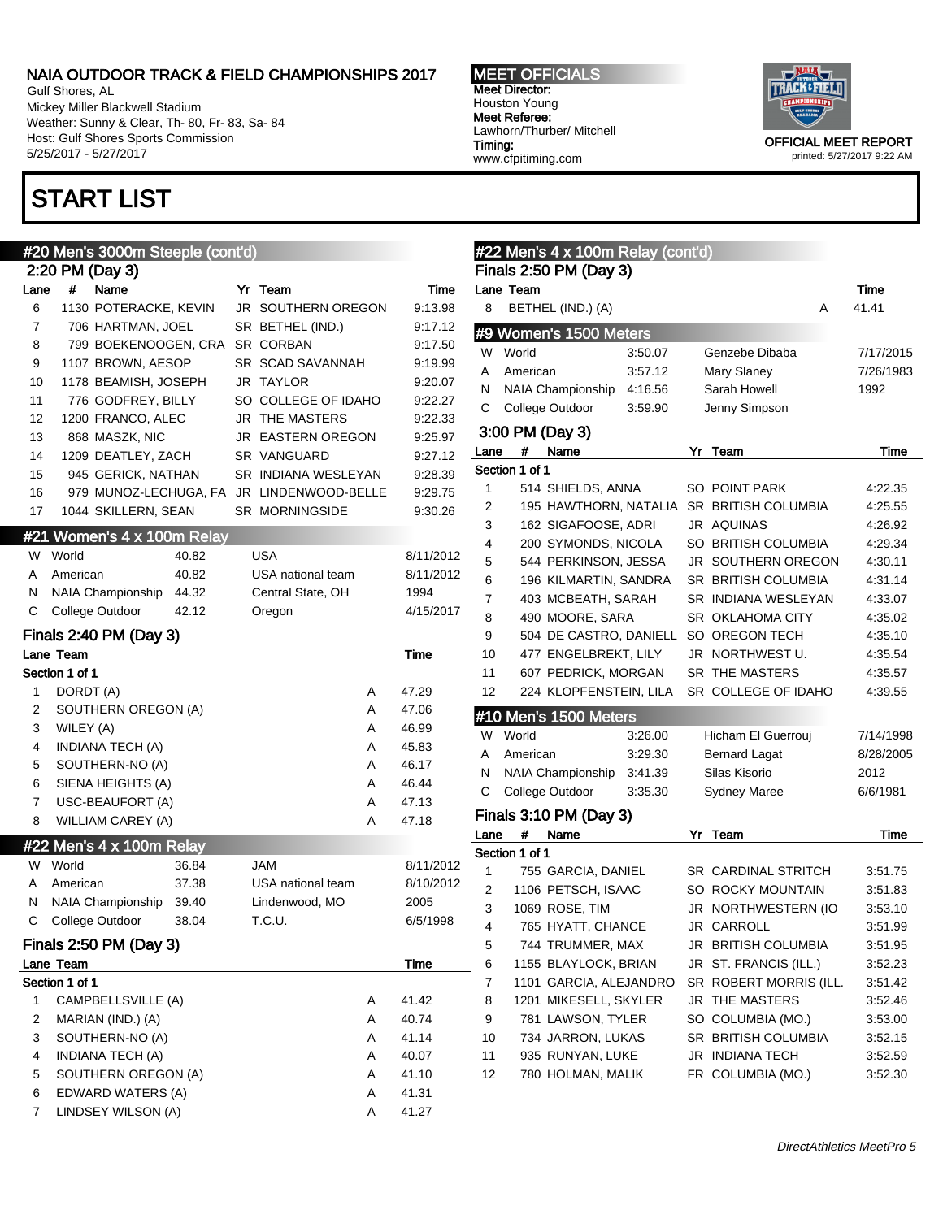# NAIA OUTDOOR TRACK & FIELD CHAMPIONSHIPS 2017

Gulf Shores, AL
Mickey Miller Blackwell Stadium
Weather: Sunny & Clear, Th- 80, Fr- 83, Sa- 84
Host: Gulf Shores Sports Commission
5/25/2017 - 5/27/2017

**MEET OFFICIALS**
Meet Director:
Houston Young
Meet Referee:
Lawhorn/Thurber/ Mitchell
Timing:
www.cfpitiming.com

OFFICIAL MEET REPORT
printed: 5/27/2017 9:22 AM

# START LIST

## #20 Men's 3000m Steeple (cont'd)

### 2:20 PM (Day 3)

| Lane | # | Name | Yr | Team | Time |
|---|---|---|---|---|---|
| 6 | 1130 | POTERACKE, KEVIN | JR | SOUTHERN OREGON | 9:13.98 |
| 7 | 706 | HARTMAN, JOEL | SR | BETHEL (IND.) | 9:17.12 |
| 8 | 799 | BOEKENOOGEN, CRA | SR | CORBAN | 9:17.50 |
| 9 | 1107 | BROWN, AESOP | SR | SCAD SAVANNAH | 9:19.99 |
| 10 | 1178 | BEAMISH, JOSEPH | JR | TAYLOR | 9:20.07 |
| 11 | 776 | GODFREY, BILLY | SO | COLLEGE OF IDAHO | 9:22.27 |
| 12 | 1200 | FRANCO, ALEC | JR | THE MASTERS | 9:22.33 |
| 13 | 868 | MASZK, NIC | JR | EASTERN OREGON | 9:25.97 |
| 14 | 1209 | DEATLEY, ZACH | SR | VANGUARD | 9:27.12 |
| 15 | 945 | GERICK, NATHAN | SR | INDIANA WESLEYAN | 9:28.39 |
| 16 | 979 | MUNOZ-LECHUGA, FA | JR | LINDENWOOD-BELLE | 9:29.75 |
| 17 | 1044 | SKILLERN, SEAN | SR | MORNINGSIDE | 9:30.26 |

## #21 Women's 4 x 100m Relay

| | | | | |
|---|---|---|---|---|
| W | World | 40.82 | USA | 8/11/2012 |
| A | American | 40.82 | USA national team | 8/11/2012 |
| N | NAIA Championship | 44.32 | Central State, OH | 1994 |
| C | College Outdoor | 42.12 | Oregon | 4/15/2017 |

### Finals 2:40 PM (Day 3)

Section 1 of 1

| Lane | Team | | Time |
|---|---|---|---|
| 1 | DORDT (A) | A | 47.29 |
| 2 | SOUTHERN OREGON (A) | A | 47.06 |
| 3 | WILEY (A) | A | 46.99 |
| 4 | INDIANA TECH (A) | A | 45.83 |
| 5 | SOUTHERN-NO (A) | A | 46.17 |
| 6 | SIENA HEIGHTS (A) | A | 46.44 |
| 7 | USC-BEAUFORT (A) | A | 47.13 |
| 8 | WILLIAM CAREY (A) | A | 47.18 |

## #22 Men's 4 x 100m Relay

| | | | | |
|---|---|---|---|---|
| W | World | 36.84 | JAM | 8/11/2012 |
| A | American | 37.38 | USA national team | 8/10/2012 |
| N | NAIA Championship | 39.40 | Lindenwood, MO | 2005 |
| C | College Outdoor | 38.04 | T.C.U. | 6/5/1998 |

### Finals 2:50 PM (Day 3)

Section 1 of 1

| Lane | Team | | Time |
|---|---|---|---|
| 1 | CAMPBELLSVILLE (A) | A | 41.42 |
| 2 | MARIAN (IND.) (A) | A | 40.74 |
| 3 | SOUTHERN-NO (A) | A | 41.14 |
| 4 | INDIANA TECH (A) | A | 40.07 |
| 5 | SOUTHERN OREGON (A) | A | 41.10 |
| 6 | EDWARD WATERS (A) | A | 41.31 |
| 7 | LINDSEY WILSON (A) | A | 41.27 |

## #22 Men's 4 x 100m Relay (cont'd)

### Finals 2:50 PM (Day 3)

| Lane | Team | | Time |
|---|---|---|---|
| 8 | BETHEL (IND.) (A) | A | 41.41 |

## #9 Women's 1500 Meters

| | | | | |
|---|---|---|---|---|
| W | World | 3:50.07 | Genzebe Dibaba | 7/17/2015 |
| A | American | 3:57.12 | Mary Slaney | 7/26/1983 |
| N | NAIA Championship | 4:16.56 | Sarah Howell | 1992 |
| C | College Outdoor | 3:59.90 | Jenny Simpson | |

### 3:00 PM (Day 3)

Section 1 of 1

| Lane | # | Name | Yr | Team | Time |
|---|---|---|---|---|---|
| 1 | 514 | SHIELDS, ANNA | SO | POINT PARK | 4:22.35 |
| 2 | 195 | HAWTHORN, NATALIA | SR | BRITISH COLUMBIA | 4:25.55 |
| 3 | 162 | SIGAFOOSE, ADRI | JR | AQUINAS | 4:26.92 |
| 4 | 200 | SYMONDS, NICOLA | SO | BRITISH COLUMBIA | 4:29.34 |
| 5 | 544 | PERKINSON, JESSA | JR | SOUTHERN OREGON | 4:30.11 |
| 6 | 196 | KILMARTIN, SANDRA | SR | BRITISH COLUMBIA | 4:31.14 |
| 7 | 403 | MCBEATH, SARAH | SR | INDIANA WESLEYAN | 4:33.07 |
| 8 | 490 | MOORE, SARA | SR | OKLAHOMA CITY | 4:35.02 |
| 9 | 504 | DE CASTRO, DANIELL | SO | OREGON TECH | 4:35.10 |
| 10 | 477 | ENGELBREKT, LILY | JR | NORTHWEST U. | 4:35.54 |
| 11 | 607 | PEDRICK, MORGAN | SR | THE MASTERS | 4:35.57 |
| 12 | 224 | KLOPFENSTEIN, LILA | SR | COLLEGE OF IDAHO | 4:39.55 |

## #10 Men's 1500 Meters

| | | | | |
|---|---|---|---|---|
| W | World | 3:26.00 | Hicham El Guerrouj | 7/14/1998 |
| A | American | 3:29.30 | Bernard Lagat | 8/28/2005 |
| N | NAIA Championship | 3:41.39 | Silas Kisorio | 2012 |
| C | College Outdoor | 3:35.30 | Sydney Maree | 6/6/1981 |

### Finals 3:10 PM (Day 3)

Section 1 of 1

| Lane | # | Name | Yr | Team | Time |
|---|---|---|---|---|---|
| 1 | 755 | GARCIA, DANIEL | SR | CARDINAL STRITCH | 3:51.75 |
| 2 | 1106 | PETSCH, ISAAC | SO | ROCKY MOUNTAIN | 3:51.83 |
| 3 | 1069 | ROSE, TIM | JR | NORTHWESTERN (IO | 3:53.10 |
| 4 | 765 | HYATT, CHANCE | JR | CARROLL | 3:51.99 |
| 5 | 744 | TRUMMER, MAX | JR | BRITISH COLUMBIA | 3:51.95 |
| 6 | 1155 | BLAYLOCK, BRIAN | JR | ST. FRANCIS (ILL.) | 3:52.23 |
| 7 | 1101 | GARCIA, ALEJANDRO | SR | ROBERT MORRIS (ILL. | 3:51.42 |
| 8 | 1201 | MIKESELL, SKYLER | JR | THE MASTERS | 3:52.46 |
| 9 | 781 | LAWSON, TYLER | SO | COLUMBIA (MO.) | 3:53.00 |
| 10 | 734 | JARRON, LUKAS | SR | BRITISH COLUMBIA | 3:52.15 |
| 11 | 935 | RUNYAN, LUKE | JR | INDIANA TECH | 3:52.59 |
| 12 | 780 | HOLMAN, MALIK | FR | COLUMBIA (MO.) | 3:52.30 |

*DirectAthletics MeetPro 5*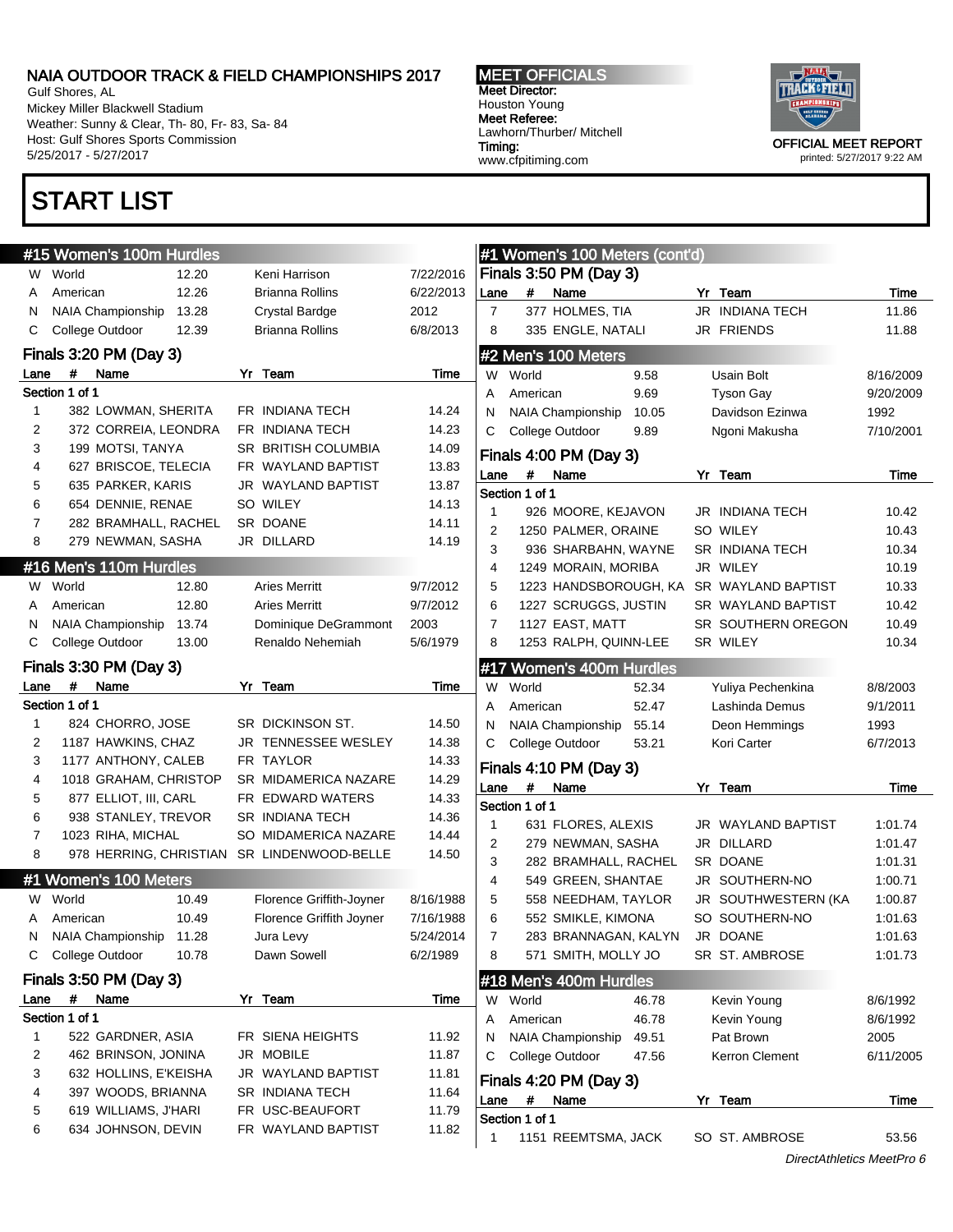# NAIA OUTDOOR TRACK & FIELD CHAMPIONSHIPS 2017

Gulf Shores, AL
Mickey Miller Blackwell Stadium
Weather: Sunny & Clear, Th- 80, Fr- 83, Sa- 84
Host: Gulf Shores Sports Commission
5/25/2017 - 5/27/2017

**MEET OFFICIALS**
Meet Director:
Houston Young
Meet Referee:
Lawhorn/Thurber/ Mitchell
Timing:
www.cfpitiming.com

OFFICIAL MEET REPORT
printed: 5/27/2017 9:22 AM

# START LIST

## #15 Women's 100m Hurdles

| | Record | Mark | Name | Date |
|---|---|---|---|---|
| W | World | 12.20 | Keni Harrison | 7/22/2016 |
| A | American | 12.26 | Brianna Rollins | 6/22/2013 |
| N | NAIA Championship | 13.28 | Crystal Bardge | 2012 |
| C | College Outdoor | 12.39 | Brianna Rollins | 6/8/2013 |

### Finals 3:20 PM (Day 3)

Section 1 of 1

| Lane | # | Name | Yr | Team | Time |
|---|---|---|---|---|---|
| 1 | 382 | LOWMAN, SHERITA | FR | INDIANA TECH | 14.24 |
| 2 | 372 | CORREIA, LEONDRA | FR | INDIANA TECH | 14.23 |
| 3 | 199 | MOTSI, TANYA | SR | BRITISH COLUMBIA | 14.09 |
| 4 | 627 | BRISCOE, TELECIA | FR | WAYLAND BAPTIST | 13.83 |
| 5 | 635 | PARKER, KARIS | JR | WAYLAND BAPTIST | 13.87 |
| 6 | 654 | DENNIE, RENAE | SO | WILEY | 14.13 |
| 7 | 282 | BRAMHALL, RACHEL | SR | DOANE | 14.11 |
| 8 | 279 | NEWMAN, SASHA | JR | DILLARD | 14.19 |

## #16 Men's 110m Hurdles

| | Record | Mark | Name | Date |
|---|---|---|---|---|
| W | World | 12.80 | Aries Merritt | 9/7/2012 |
| A | American | 12.80 | Aries Merritt | 9/7/2012 |
| N | NAIA Championship | 13.74 | Dominique DeGrammont | 2003 |
| C | College Outdoor | 13.00 | Renaldo Nehemiah | 5/6/1979 |

### Finals 3:30 PM (Day 3)

Section 1 of 1

| Lane | # | Name | Yr | Team | Time |
|---|---|---|---|---|---|
| 1 | 824 | CHORRO, JOSE | SR | DICKINSON ST. | 14.50 |
| 2 | 1187 | HAWKINS, CHAZ | JR | TENNESSEE WESLEY | 14.38 |
| 3 | 1177 | ANTHONY, CALEB | FR | TAYLOR | 14.33 |
| 4 | 1018 | GRAHAM, CHRISTOP | SR | MIDAMERICA NAZARE | 14.29 |
| 5 | 877 | ELLIOT, III, CARL | FR | EDWARD WATERS | 14.33 |
| 6 | 938 | STANLEY, TREVOR | SR | INDIANA TECH | 14.36 |
| 7 | 1023 | RIHA, MICHAL | SO | MIDAMERICA NAZARE | 14.44 |
| 8 | 978 | HERRING, CHRISTIAN | SR | LINDENWOOD-BELLE | 14.50 |

## #1 Women's 100 Meters

| | Record | Mark | Name | Date |
|---|---|---|---|---|
| W | World | 10.49 | Florence Griffith-Joyner | 8/16/1988 |
| A | American | 10.49 | Florence Griffith Joyner | 7/16/1988 |
| N | NAIA Championship | 11.28 | Jura Levy | 5/24/2014 |
| C | College Outdoor | 10.78 | Dawn Sowell | 6/2/1989 |

### Finals 3:50 PM (Day 3)

Section 1 of 1

| Lane | # | Name | Yr | Team | Time |
|---|---|---|---|---|---|
| 1 | 522 | GARDNER, ASIA | FR | SIENA HEIGHTS | 11.92 |
| 2 | 462 | BRINSON, JONINA | JR | MOBILE | 11.87 |
| 3 | 632 | HOLLINS, E'KEISHA | JR | WAYLAND BAPTIST | 11.81 |
| 4 | 397 | WOODS, BRIANNA | SR | INDIANA TECH | 11.64 |
| 5 | 619 | WILLIAMS, J'HARI | FR | USC-BEAUFORT | 11.79 |
| 6 | 634 | JOHNSON, DEVIN | FR | WAYLAND BAPTIST | 11.82 |
| 7 | 377 | HOLMES, TIA | JR | INDIANA TECH | 11.86 |
| 8 | 335 | ENGLE, NATALI | JR | FRIENDS | 11.88 |

## #2 Men's 100 Meters

| | Record | Mark | Name | Date |
|---|---|---|---|---|
| W | World | 9.58 | Usain Bolt | 8/16/2009 |
| A | American | 9.69 | Tyson Gay | 9/20/2009 |
| N | NAIA Championship | 10.05 | Davidson Ezinwa | 1992 |
| C | College Outdoor | 9.89 | Ngoni Makusha | 7/10/2001 |

### Finals 4:00 PM (Day 3)

Section 1 of 1

| Lane | # | Name | Yr | Team | Time |
|---|---|---|---|---|---|
| 1 | 926 | MOORE, KEJAVON | JR | INDIANA TECH | 10.42 |
| 2 | 1250 | PALMER, ORAINE | SO | WILEY | 10.43 |
| 3 | 936 | SHARBAHN, WAYNE | SR | INDIANA TECH | 10.34 |
| 4 | 1249 | MORAIN, MORIBA | JR | WILEY | 10.19 |
| 5 | 1223 | HANDSBOROUGH, KA | SR | WAYLAND BAPTIST | 10.33 |
| 6 | 1227 | SCRUGGS, JUSTIN | SR | WAYLAND BAPTIST | 10.42 |
| 7 | 1127 | EAST, MATT | SR | SOUTHERN OREGON | 10.49 |
| 8 | 1253 | RALPH, QUINN-LEE | SR | WILEY | 10.34 |

## #17 Women's 400m Hurdles

| | Record | Mark | Name | Date |
|---|---|---|---|---|
| W | World | 52.34 | Yuliya Pechenkina | 8/8/2003 |
| A | American | 52.47 | Lashinda Demus | 9/1/2011 |
| N | NAIA Championship | 55.14 | Deon Hemmings | 1993 |
| C | College Outdoor | 53.21 | Kori Carter | 6/7/2013 |

### Finals 4:10 PM (Day 3)

Section 1 of 1

| Lane | # | Name | Yr | Team | Time |
|---|---|---|---|---|---|
| 1 | 631 | FLORES, ALEXIS | JR | WAYLAND BAPTIST | 1:01.74 |
| 2 | 279 | NEWMAN, SASHA | JR | DILLARD | 1:01.47 |
| 3 | 282 | BRAMHALL, RACHEL | SR | DOANE | 1:01.31 |
| 4 | 549 | GREEN, SHANTAE | JR | SOUTHERN-NO | 1:00.71 |
| 5 | 558 | NEEDHAM, TAYLOR | JR | SOUTHWESTERN (KA | 1:00.87 |
| 6 | 552 | SMIKLE, KIMONA | SO | SOUTHERN-NO | 1:01.63 |
| 7 | 283 | BRANNAGAN, KALYN | JR | DOANE | 1:01.63 |
| 8 | 571 | SMITH, MOLLY JO | SR | ST. AMBROSE | 1:01.73 |

## #18 Men's 400m Hurdles

| | Record | Mark | Name | Date |
|---|---|---|---|---|
| W | World | 46.78 | Kevin Young | 8/6/1992 |
| A | American | 46.78 | Kevin Young | 8/6/1992 |
| N | NAIA Championship | 49.51 | Pat Brown | 2005 |
| C | College Outdoor | 47.56 | Kerron Clement | 6/11/2005 |

### Finals 4:20 PM (Day 3)

Section 1 of 1

| Lane | # | Name | Yr | Team | Time |
|---|---|---|---|---|---|
| 1 | 1151 | REEMTSMA, JACK | SO | ST. AMBROSE | 53.56 |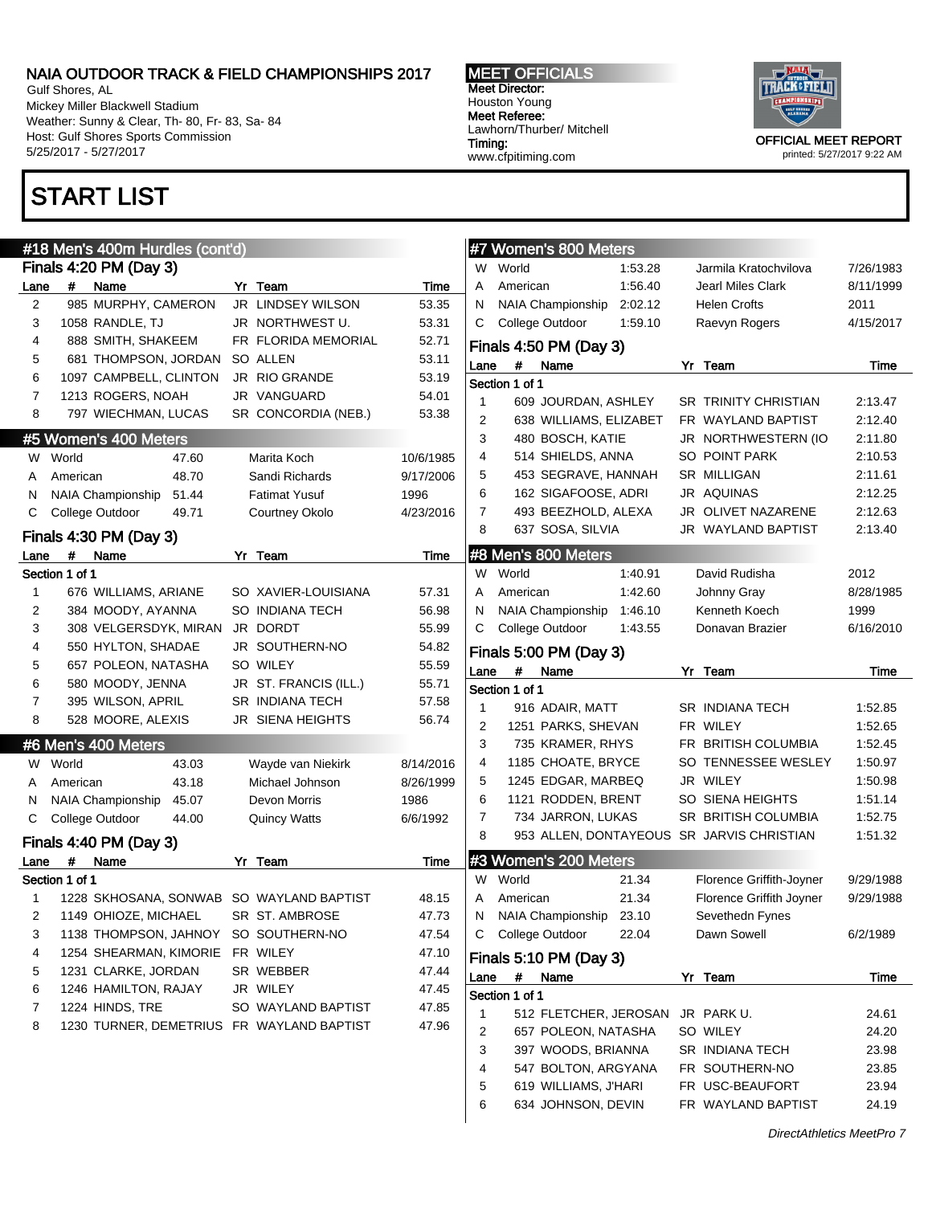# NAIA OUTDOOR TRACK & FIELD CHAMPIONSHIPS 2017

Gulf Shores, AL
Mickey Miller Blackwell Stadium
Weather: Sunny & Clear, Th- 80, Fr- 83, Sa- 84
Host: Gulf Shores Sports Commission
5/25/2017 - 5/27/2017

**MEET OFFICIALS**
Meet Director:
Houston Young
Meet Referee:
Lawhorn/Thurber/ Mitchell
Timing:
www.cfpitiming.com

OFFICIAL MEET REPORT
printed: 5/27/2017 9:22 AM

# START LIST

## #18 Men's 400m Hurdles (cont'd)

### Finals 4:20 PM (Day 3)

| Lane | # | Name | Yr | Team | Time |
|---|---|---|---|---|---|
| 2 | 985 | MURPHY, CAMERON | JR | LINDSEY WILSON | 53.35 |
| 3 | 1058 | RANDLE, TJ | JR | NORTHWEST U. | 53.31 |
| 4 | 888 | SMITH, SHAKEEM | FR | FLORIDA MEMORIAL | 52.71 |
| 5 | 681 | THOMPSON, JORDAN | SO | ALLEN | 53.11 |
| 6 | 1097 | CAMPBELL, CLINTON | JR | RIO GRANDE | 53.19 |
| 7 | 1213 | ROGERS, NOAH | JR | VANGUARD | 54.01 |
| 8 | 797 | WIECHMAN, LUCAS | SR | CONCORDIA (NEB.) | 53.38 |

## #5 Women's 400 Meters

| | | | | |
|---|---|---|---|---|
| W | World | 47.60 | Marita Koch | 10/6/1985 |
| A | American | 48.70 | Sandi Richards | 9/17/2006 |
| N | NAIA Championship | 51.44 | Fatimat Yusuf | 1996 |
| C | College Outdoor | 49.71 | Courtney Okolo | 4/23/2016 |

### Finals 4:30 PM (Day 3)

Section 1 of 1

| Lane | # | Name | Yr | Team | Time |
|---|---|---|---|---|---|
| 1 | 676 | WILLIAMS, ARIANE | SO | XAVIER-LOUISIANA | 57.31 |
| 2 | 384 | MOODY, AYANNA | SO | INDIANA TECH | 56.98 |
| 3 | 308 | VELGERSDYK, MIRAN | JR | DORDT | 55.99 |
| 4 | 550 | HYLTON, SHADAE | JR | SOUTHERN-NO | 54.82 |
| 5 | 657 | POLEON, NATASHA | SO | WILEY | 55.59 |
| 6 | 580 | MOODY, JENNA | JR | ST. FRANCIS (ILL.) | 55.71 |
| 7 | 395 | WILSON, APRIL | SR | INDIANA TECH | 57.58 |
| 8 | 528 | MOORE, ALEXIS | JR | SIENA HEIGHTS | 56.74 |

## #6 Men's 400 Meters

| | | | | |
|---|---|---|---|---|
| W | World | 43.03 | Wayde van Niekirk | 8/14/2016 |
| A | American | 43.18 | Michael Johnson | 8/26/1999 |
| N | NAIA Championship | 45.07 | Devon Morris | 1986 |
| C | College Outdoor | 44.00 | Quincy Watts | 6/6/1992 |

### Finals 4:40 PM (Day 3)

Section 1 of 1

| Lane | # | Name | Yr | Team | Time |
|---|---|---|---|---|---|
| 1 | 1228 | SKHOSANA, SONWAB | SO | WAYLAND BAPTIST | 48.15 |
| 2 | 1149 | OHIOZE, MICHAEL | SR | ST. AMBROSE | 47.73 |
| 3 | 1138 | THOMPSON, JAHNOY | SO | SOUTHERN-NO | 47.54 |
| 4 | 1254 | SHEARMAN, KIMORIE | FR | WILEY | 47.10 |
| 5 | 1231 | CLARKE, JORDAN | SR | WEBBER | 47.44 |
| 6 | 1246 | HAMILTON, RAJAY | JR | WILEY | 47.45 |
| 7 | 1224 | HINDS, TRE | SO | WAYLAND BAPTIST | 47.85 |
| 8 | 1230 | TURNER, DEMETRIUS | FR | WAYLAND BAPTIST | 47.96 |

## #7 Women's 800 Meters

| | | | | |
|---|---|---|---|---|
| W | World | 1:53.28 | Jarmila Kratochvilova | 7/26/1983 |
| A | American | 1:56.40 | Jearl Miles Clark | 8/11/1999 |
| N | NAIA Championship | 2:02.12 | Helen Crofts | 2011 |
| C | College Outdoor | 1:59.10 | Raevyn Rogers | 4/15/2017 |

### Finals 4:50 PM (Day 3)

Section 1 of 1

| Lane | # | Name | Yr | Team | Time |
|---|---|---|---|---|---|
| 1 | 609 | JOURDAN, ASHLEY | SR | TRINITY CHRISTIAN | 2:13.47 |
| 2 | 638 | WILLIAMS, ELIZABET | FR | WAYLAND BAPTIST | 2:12.40 |
| 3 | 480 | BOSCH, KATIE | JR | NORTHWESTERN (IO | 2:11.80 |
| 4 | 514 | SHIELDS, ANNA | SO | POINT PARK | 2:10.53 |
| 5 | 453 | SEGRAVE, HANNAH | SR | MILLIGAN | 2:11.61 |
| 6 | 162 | SIGAFOOSE, ADRI | JR | AQUINAS | 2:12.25 |
| 7 | 493 | BEEZHOLD, ALEXA | JR | OLIVET NAZARENE | 2:12.63 |
| 8 | 637 | SOSA, SILVIA | JR | WAYLAND BAPTIST | 2:13.40 |

## #8 Men's 800 Meters

| | | | | |
|---|---|---|---|---|
| W | World | 1:40.91 | David Rudisha | 2012 |
| A | American | 1:42.60 | Johnny Gray | 8/28/1985 |
| N | NAIA Championship | 1:46.10 | Kenneth Koech | 1999 |
| C | College Outdoor | 1:43.55 | Donavan Brazier | 6/16/2010 |

### Finals 5:00 PM (Day 3)

Section 1 of 1

| Lane | # | Name | Yr | Team | Time |
|---|---|---|---|---|---|
| 1 | 916 | ADAIR, MATT | SR | INDIANA TECH | 1:52.85 |
| 2 | 1251 | PARKS, SHEVAN | FR | WILEY | 1:52.65 |
| 3 | 735 | KRAMER, RHYS | FR | BRITISH COLUMBIA | 1:52.45 |
| 4 | 1185 | CHOATE, BRYCE | SO | TENNESSEE WESLEY | 1:50.97 |
| 5 | 1245 | EDGAR, MARBEQ | JR | WILEY | 1:50.98 |
| 6 | 1121 | RODDEN, BRENT | SO | SIENA HEIGHTS | 1:51.14 |
| 7 | 734 | JARRON, LUKAS | SR | BRITISH COLUMBIA | 1:52.75 |
| 8 | 953 | ALLEN, DONTAYEOUS | SR | JARVIS CHRISTIAN | 1:51.32 |

## #3 Women's 200 Meters

| | | | | |
|---|---|---|---|---|
| W | World | 21.34 | Florence Griffith-Joyner | 9/29/1988 |
| A | American | 21.34 | Florence Griffith Joyner | 9/29/1988 |
| N | NAIA Championship | 23.10 | Sevethedn Fynes | |
| C | College Outdoor | 22.04 | Dawn Sowell | 6/2/1989 |

### Finals 5:10 PM (Day 3)

Section 1 of 1

| Lane | # | Name | Yr | Team | Time |
|---|---|---|---|---|---|
| 1 | 512 | FLETCHER, JEROSAN | JR | PARK U. | 24.61 |
| 2 | 657 | POLEON, NATASHA | SO | WILEY | 24.20 |
| 3 | 397 | WOODS, BRIANNA | SR | INDIANA TECH | 23.98 |
| 4 | 547 | BOLTON, ARGYANA | FR | SOUTHERN-NO | 23.85 |
| 5 | 619 | WILLIAMS, J'HARI | FR | USC-BEAUFORT | 23.94 |
| 6 | 634 | JOHNSON, DEVIN | FR | WAYLAND BAPTIST | 24.19 |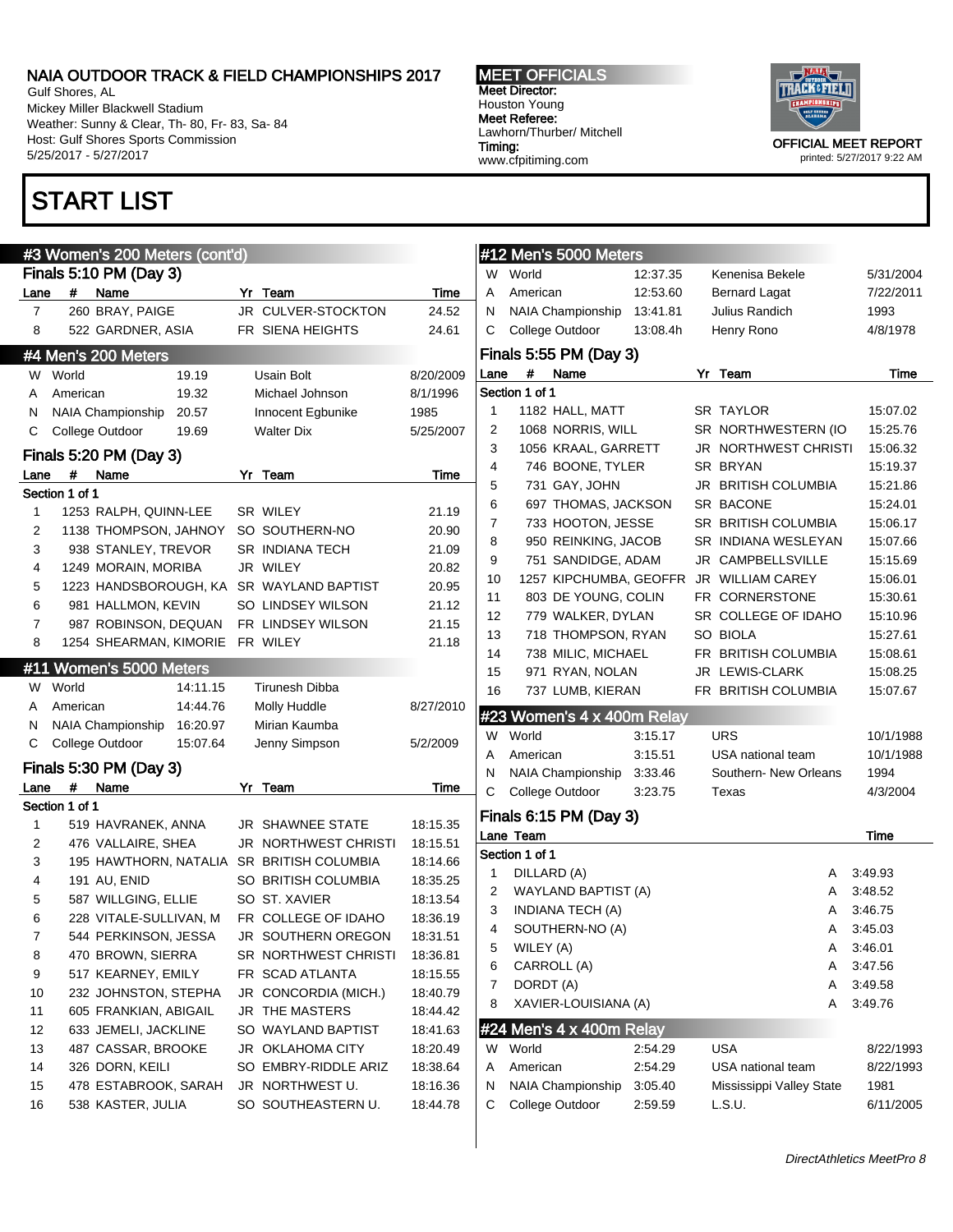# NAIA OUTDOOR TRACK & FIELD CHAMPIONSHIPS 2017

Gulf Shores, AL
Mickey Miller Blackwell Stadium
Weather: Sunny & Clear, Th- 80, Fr- 83, Sa- 84
Host: Gulf Shores Sports Commission
5/25/2017 - 5/27/2017

**MEET OFFICIALS**
Meet Director:
Houston Young
Meet Referee:
Lawhorn/Thurber/ Mitchell
Timing:
www.cfpitiming.com

OFFICIAL MEET REPORT
printed: 5/27/2017 9:22 AM

# START LIST

## #3 Women's 200 Meters (cont'd)

### Finals 5:10 PM (Day 3)

| Lane | # | Name | Yr | Team | Time |
|---|---|---|---|---|---|
| 7 | 260 | BRAY, PAIGE | JR | CULVER-STOCKTON | 24.52 |
| 8 | 522 | GARDNER, ASIA | FR | SIENA HEIGHTS | 24.61 |

## #4 Men's 200 Meters

| | | | | |
|---|---|---|---|---|
| W | World | 19.19 | Usain Bolt | 8/20/2009 |
| A | American | 19.32 | Michael Johnson | 8/1/1996 |
| N | NAIA Championship | 20.57 | Innocent Egbunike | 1985 |
| C | College Outdoor | 19.69 | Walter Dix | 5/25/2007 |

### Finals 5:20 PM (Day 3)

Section 1 of 1

| Lane | # | Name | Yr | Team | Time |
|---|---|---|---|---|---|
| 1 | 1253 | RALPH, QUINN-LEE | SR | WILEY | 21.19 |
| 2 | 1138 | THOMPSON, JAHNOY | SO | SOUTHERN-NO | 20.90 |
| 3 | 938 | STANLEY, TREVOR | SR | INDIANA TECH | 21.09 |
| 4 | 1249 | MORAIN, MORIBA | JR | WILEY | 20.82 |
| 5 | 1223 | HANDSBOROUGH, KA | SR | WAYLAND BAPTIST | 20.95 |
| 6 | 981 | HALLMON, KEVIN | SO | LINDSEY WILSON | 21.12 |
| 7 | 987 | ROBINSON, DEQUAN | FR | LINDSEY WILSON | 21.15 |
| 8 | 1254 | SHEARMAN, KIMORIE | FR | WILEY | 21.18 |

## #11 Women's 5000 Meters

| | | | | |
|---|---|---|---|---|
| W | World | 14:11.15 | Tirunesh Dibba | |
| A | American | 14:44.76 | Molly Huddle | 8/27/2010 |
| N | NAIA Championship | 16:20.97 | Mirian Kaumba | |
| C | College Outdoor | 15:07.64 | Jenny Simpson | 5/2/2009 |

### Finals 5:30 PM (Day 3)

Section 1 of 1

| Lane | # | Name | Yr | Team | Time |
|---|---|---|---|---|---|
| 1 | 519 | HAVRANEK, ANNA | JR | SHAWNEE STATE | 18:15.35 |
| 2 | 476 | VALLAIRE, SHEA | JR | NORTHWEST CHRISTI | 18:15.51 |
| 3 | 195 | HAWTHORN, NATALIA | SR | BRITISH COLUMBIA | 18:14.66 |
| 4 | 191 | AU, ENID | SO | BRITISH COLUMBIA | 18:35.25 |
| 5 | 587 | WILLGING, ELLIE | SO | ST. XAVIER | 18:13.54 |
| 6 | 228 | VITALE-SULLIVAN, M | FR | COLLEGE OF IDAHO | 18:36.19 |
| 7 | 544 | PERKINSON, JESSA | JR | SOUTHERN OREGON | 18:31.51 |
| 8 | 470 | BROWN, SIERRA | SR | NORTHWEST CHRISTI | 18:36.81 |
| 9 | 517 | KEARNEY, EMILY | FR | SCAD ATLANTA | 18:15.55 |
| 10 | 232 | JOHNSTON, STEPHA | JR | CONCORDIA (MICH.) | 18:40.79 |
| 11 | 605 | FRANKIAN, ABIGAIL | JR | THE MASTERS | 18:44.42 |
| 12 | 633 | JEMELI, JACKLINE | SO | WAYLAND BAPTIST | 18:41.63 |
| 13 | 487 | CASSAR, BROOKE | JR | OKLAHOMA CITY | 18:20.49 |
| 14 | 326 | DORN, KEILI | SO | EMBRY-RIDDLE ARIZ | 18:38.64 |
| 15 | 478 | ESTABROOK, SARAH | JR | NORTHWEST U. | 18:16.36 |
| 16 | 538 | KASTER, JULIA | SO | SOUTHEASTERN U. | 18:44.78 |

## #12 Men's 5000 Meters

| | | | | |
|---|---|---|---|---|
| W | World | 12:37.35 | Kenenisa Bekele | 5/31/2004 |
| A | American | 12:53.60 | Bernard Lagat | 7/22/2011 |
| N | NAIA Championship | 13:41.81 | Julius Randich | 1993 |
| C | College Outdoor | 13:08.4h | Henry Rono | 4/8/1978 |

### Finals 5:55 PM (Day 3)

Section 1 of 1

| Lane | # | Name | Yr | Team | Time |
|---|---|---|---|---|---|
| 1 | 1182 | HALL, MATT | SR | TAYLOR | 15:07.02 |
| 2 | 1068 | NORRIS, WILL | SR | NORTHWESTERN (IO | 15:25.76 |
| 3 | 1056 | KRAAL, GARRETT | JR | NORTHWEST CHRISTI | 15:06.32 |
| 4 | 746 | BOONE, TYLER | SR | BRYAN | 15:19.37 |
| 5 | 731 | GAY, JOHN | JR | BRITISH COLUMBIA | 15:21.86 |
| 6 | 697 | THOMAS, JACKSON | SR | BACONE | 15:24.01 |
| 7 | 733 | HOOTON, JESSE | SR | BRITISH COLUMBIA | 15:06.17 |
| 8 | 950 | REINKING, JACOB | SR | INDIANA WESLEYAN | 15:07.66 |
| 9 | 751 | SANDIDGE, ADAM | JR | CAMPBELLSVILLE | 15:15.69 |
| 10 | 1257 | KIPCHUMBA, GEOFFR | JR | WILLIAM CAREY | 15:06.01 |
| 11 | 803 | DE YOUNG, COLIN | FR | CORNERSTONE | 15:30.61 |
| 12 | 779 | WALKER, DYLAN | SR | COLLEGE OF IDAHO | 15:10.96 |
| 13 | 718 | THOMPSON, RYAN | SO | BIOLA | 15:27.61 |
| 14 | 738 | MILIC, MICHAEL | FR | BRITISH COLUMBIA | 15:08.61 |
| 15 | 971 | RYAN, NOLAN | JR | LEWIS-CLARK | 15:08.25 |
| 16 | 737 | LUMB, KIERAN | FR | BRITISH COLUMBIA | 15:07.67 |

## #23 Women's 4 x 400m Relay

| | | | | |
|---|---|---|---|---|
| W | World | 3:15.17 | URS | 10/1/1988 |
| A | American | 3:15.51 | USA national team | 10/1/1988 |
| N | NAIA Championship | 3:33.46 | Southern- New Orleans | 1994 |
| C | College Outdoor | 3:23.75 | Texas | 4/3/2004 |

### Finals 6:15 PM (Day 3)

Section 1 of 1

| Lane | Team | | Time |
|---|---|---|---|
| 1 | DILLARD (A) | A | 3:49.93 |
| 2 | WAYLAND BAPTIST (A) | A | 3:48.52 |
| 3 | INDIANA TECH (A) | A | 3:46.75 |
| 4 | SOUTHERN-NO (A) | A | 3:45.03 |
| 5 | WILEY (A) | A | 3:46.01 |
| 6 | CARROLL (A) | A | 3:47.56 |
| 7 | DORDT (A) | A | 3:49.58 |
| 8 | XAVIER-LOUISIANA (A) | A | 3:49.76 |

## #24 Men's 4 x 400m Relay

| | | | | |
|---|---|---|---|---|
| W | World | 2:54.29 | USA | 8/22/1993 |
| A | American | 2:54.29 | USA national team | 8/22/1993 |
| N | NAIA Championship | 3:05.40 | Mississippi Valley State | 1981 |
| C | College Outdoor | 2:59.59 | L.S.U. | 6/11/2005 |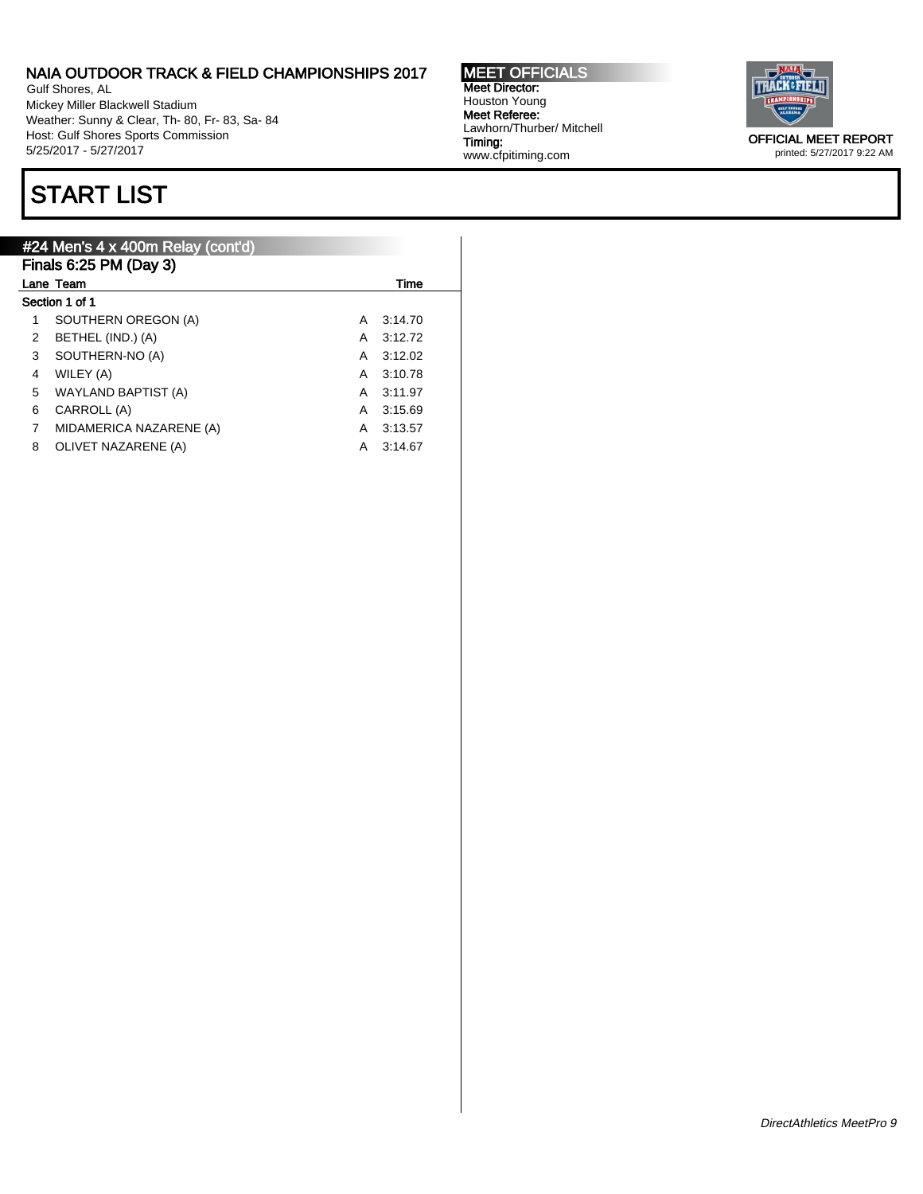# NAIA OUTDOOR TRACK & FIELD CHAMPIONSHIPS 2017

Gulf Shores, AL
Mickey Miller Blackwell Stadium
Weather: Sunny & Clear, Th- 80, Fr- 83, Sa- 84
Host: Gulf Shores Sports Commission
5/25/2017 - 5/27/2017

**MEET OFFICIALS**
**Meet Director:**
Houston Young
**Meet Referee:**
Lawhorn/Thurber/ Mitchell
**Timing:**
www.cfpitiming.com

**OFFICIAL MEET REPORT**
printed: 5/27/2017 9:22 AM

# START LIST

## #24 Men's 4 x 400m Relay (cont'd)

### Finals 6:25 PM (Day 3)

**Section 1 of 1**

| Lane | Team | | Time |
|---|---|---|---|
| 1 | SOUTHERN OREGON (A) | A | 3:14.70 |
| 2 | BETHEL (IND.) (A) | A | 3:12.72 |
| 3 | SOUTHERN-NO (A) | A | 3:12.02 |
| 4 | WILEY (A) | A | 3:10.78 |
| 5 | WAYLAND BAPTIST (A) | A | 3:11.97 |
| 6 | CARROLL (A) | A | 3:15.69 |
| 7 | MIDAMERICA NAZARENE (A) | A | 3:13.57 |
| 8 | OLIVET NAZARENE (A) | A | 3:14.67 |

*DirectAthletics MeetPro 9*